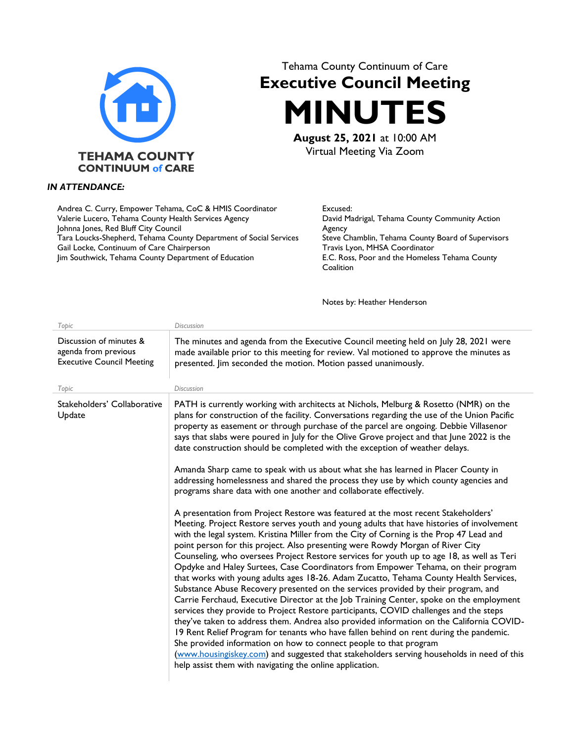TEHAMA COUNTY
CONTINUUM of CARE

Tehama County Continuum of Care

# Executive Council Meeting

# MINUTES

**August 25, 2021** at 10:00 AM
Virtual Meeting Via Zoom

***IN ATTENDANCE:***

Andrea C. Curry, Empower Tehama, CoC & HMIS Coordinator
Valerie Lucero, Tehama County Health Services Agency
Johnna Jones, Red Bluff City Council
Tara Loucks-Shepherd, Tehama County Department of Social Services
Gail Locke, Continuum of Care Chairperson
Jim Southwick, Tehama County Department of Education

Excused:
David Madrigal, Tehama County Community Action Agency
Steve Chamblin, Tehama County Board of Supervisors
Travis Lyon, MHSA Coordinator
E.C. Ross, Poor and the Homeless Tehama County Coalition

Notes by: Heather Henderson

| *Topic* | *Discussion* |
| --- | --- |
| Discussion of minutes & agenda from previous Executive Council Meeting | The minutes and agenda from the Executive Council meeting held on July 28, 2021 were made available prior to this meeting for review. Val motioned to approve the minutes as presented. Jim seconded the motion. Motion passed unanimously. |

| *Topic* | *Discussion* |
| --- | --- |
| Stakeholders' Collaborative Update | PATH is currently working with architects at Nichols, Melburg & Rosetto (NMR) on the plans for construction of the facility. Conversations regarding the use of the Union Pacific property as easement or through purchase of the parcel are ongoing. Debbie Villasenor says that slabs were poured in July for the Olive Grove project and that June 2022 is the date construction should be completed with the exception of weather delays.<br><br>Amanda Sharp came to speak with us about what she has learned in Placer County in addressing homelessness and shared the process they use by which county agencies and programs share data with one another and collaborate effectively.<br><br>A presentation from Project Restore was featured at the most recent Stakeholders' Meeting. Project Restore serves youth and young adults that have histories of involvement with the legal system. Kristina Miller from the City of Corning is the Prop 47 Lead and point person for this project. Also presenting were Rowdy Morgan of River City Counseling, who oversees Project Restore services for youth up to age 18, as well as Teri Opdyke and Haley Surtees, Case Coordinators from Empower Tehama, on their program that works with young adults ages 18-26. Adam Zucatto, Tehama County Health Services, Substance Abuse Recovery presented on the services provided by their program, and Carrie Ferchaud, Executive Director at the Job Training Center, spoke on the employment services they provide to Project Restore participants, COVID challenges and the steps they've taken to address them. Andrea also provided information on the California COVID-19 Rent Relief Program for tenants who have fallen behind on rent during the pandemic. She provided information on how to connect people to that program (www.housingiskey.com) and suggested that stakeholders serving households in need of this help assist them with navigating the online application. |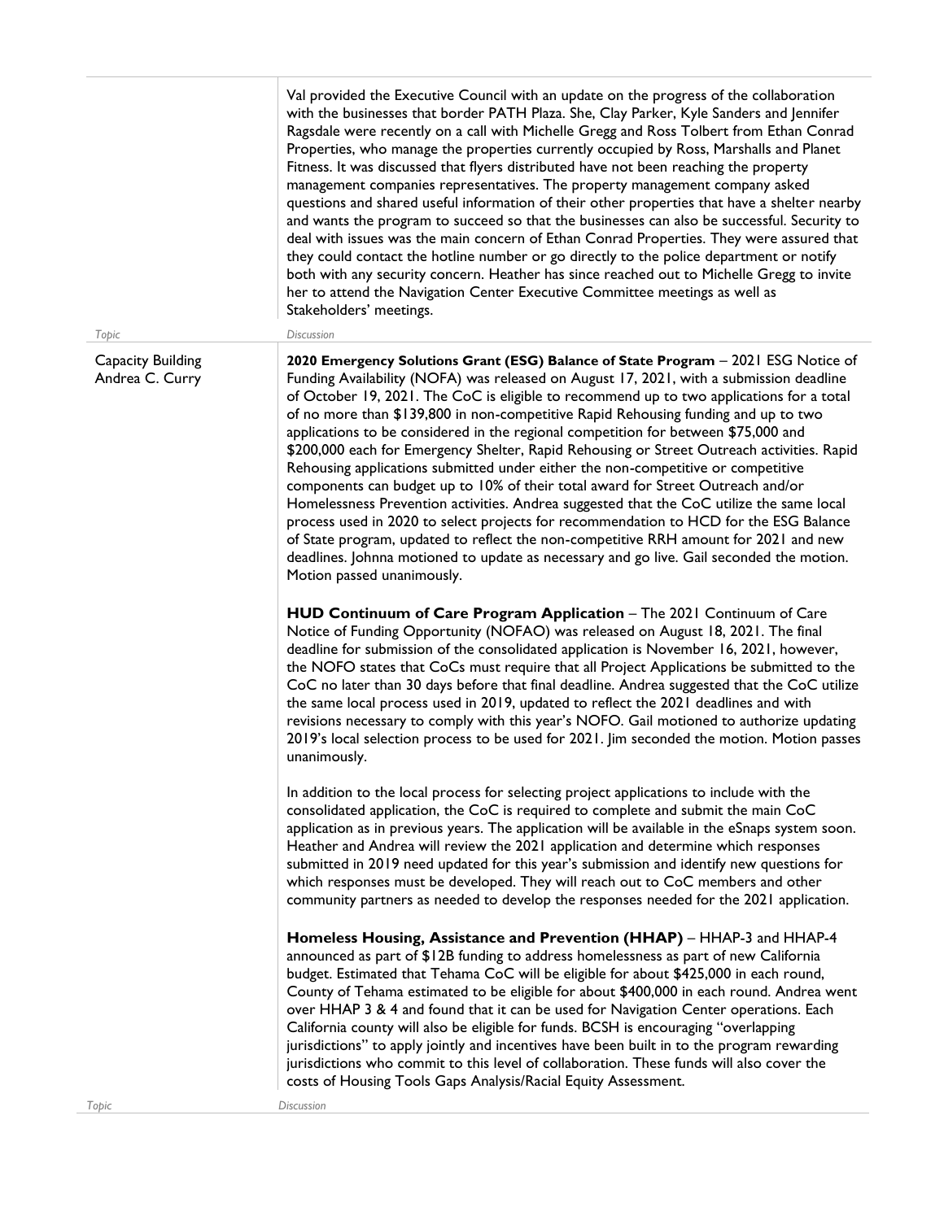Val provided the Executive Council with an update on the progress of the collaboration with the businesses that border PATH Plaza. She, Clay Parker, Kyle Sanders and Jennifer Ragsdale were recently on a call with Michelle Gregg and Ross Tolbert from Ethan Conrad Properties, who manage the properties currently occupied by Ross, Marshalls and Planet Fitness. It was discussed that flyers distributed have not been reaching the property management companies representatives. The property management company asked questions and shared useful information of their other properties that have a shelter nearby and wants the program to succeed so that the businesses can also be successful. Security to deal with issues was the main concern of Ethan Conrad Properties. They were assured that they could contact the hotline number or go directly to the police department or notify both with any security concern. Heather has since reached out to Michelle Gregg to invite her to attend the Navigation Center Executive Committee meetings as well as Stakeholders' meetings.

| Topic | Discussion |
|---|---|
| Capacity Building<br>Andrea C. Curry | **2020 Emergency Solutions Grant (ESG) Balance of State Program** – 2021 ESG Notice of Funding Availability (NOFA) was released on August 17, 2021, with a submission deadline of October 19, 2021. The CoC is eligible to recommend up to two applications for a total of no more than $139,800 in non-competitive Rapid Rehousing funding and up to two applications to be considered in the regional competition for between $75,000 and $200,000 each for Emergency Shelter, Rapid Rehousing or Street Outreach activities. Rapid Rehousing applications submitted under either the non-competitive or competitive components can budget up to 10% of their total award for Street Outreach and/or Homelessness Prevention activities. Andrea suggested that the CoC utilize the same local process used in 2020 to select projects for recommendation to HCD for the ESG Balance of State program, updated to reflect the non-competitive RRH amount for 2021 and new deadlines. Johnna motioned to update as necessary and go live. Gail seconded the motion. Motion passed unanimously.<br><br>**HUD Continuum of Care Program Application** – The 2021 Continuum of Care Notice of Funding Opportunity (NOFAO) was released on August 18, 2021. The final deadline for submission of the consolidated application is November 16, 2021, however, the NOFO states that CoCs must require that all Project Applications be submitted to the CoC no later than 30 days before that final deadline. Andrea suggested that the CoC utilize the same local process used in 2019, updated to reflect the 2021 deadlines and with revisions necessary to comply with this year's NOFO. Gail motioned to authorize updating 2019's local selection process to be used for 2021. Jim seconded the motion. Motion passes unanimously.<br><br>In addition to the local process for selecting project applications to include with the consolidated application, the CoC is required to complete and submit the main CoC application as in previous years. The application will be available in the eSnaps system soon. Heather and Andrea will review the 2021 application and determine which responses submitted in 2019 need updated for this year's submission and identify new questions for which responses must be developed. They will reach out to CoC members and other community partners as needed to develop the responses needed for the 2021 application.<br><br>**Homeless Housing, Assistance and Prevention (HHAP)** – HHAP-3 and HHAP-4 announced as part of $12B funding to address homelessness as part of new California budget. Estimated that Tehama CoC will be eligible for about $425,000 in each round, County of Tehama estimated to be eligible for about $400,000 in each round. Andrea went over HHAP 3 & 4 and found that it can be used for Navigation Center operations. Each California county will also be eligible for funds. BCSH is encouraging "overlapping jurisdictions" to apply jointly and incentives have been built in to the program rewarding jurisdictions who commit to this level of collaboration. These funds will also cover the costs of Housing Tools Gaps Analysis/Racial Equity Assessment. |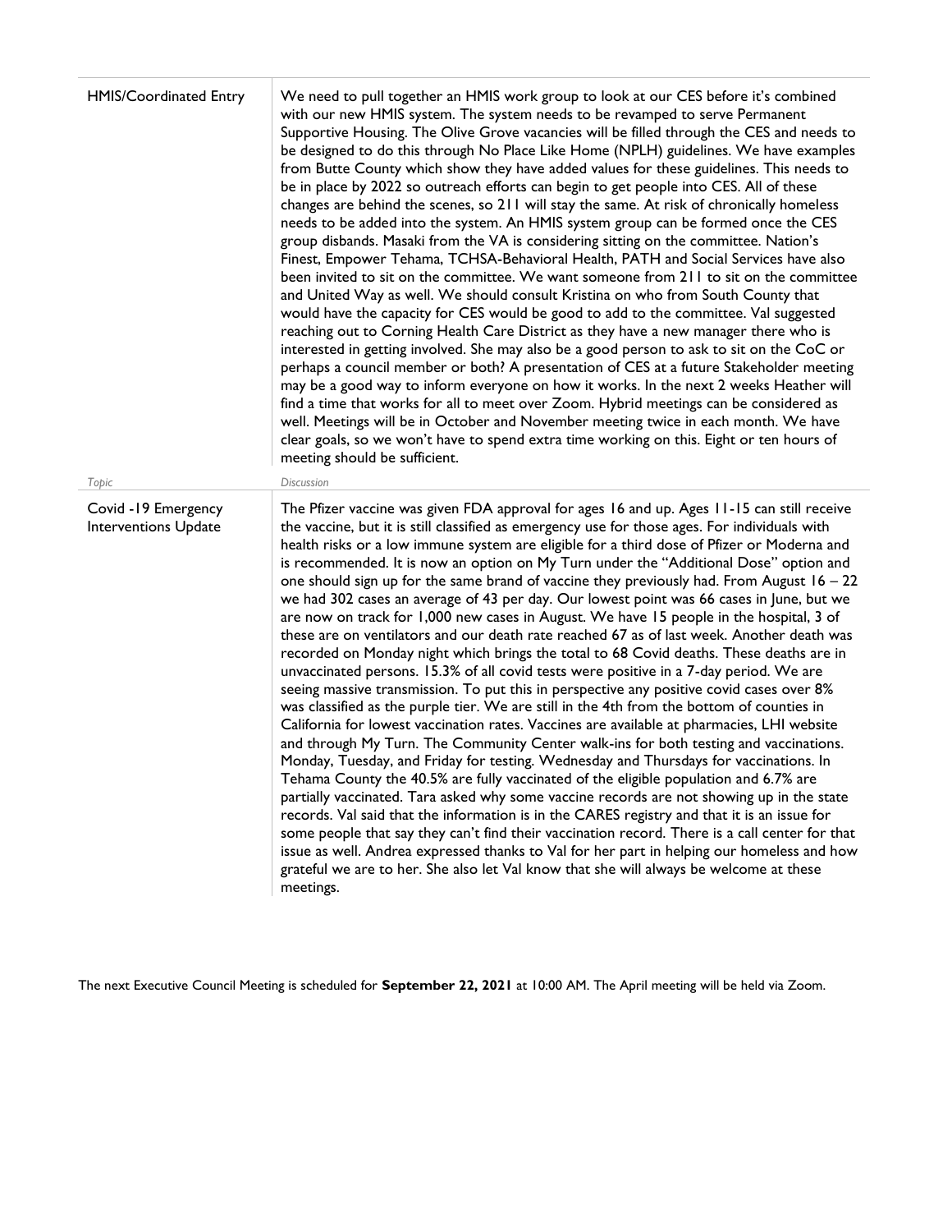| | |
|---|---|
| HMIS/Coordinated Entry | We need to pull together an HMIS work group to look at our CES before it's combined with our new HMIS system. The system needs to be revamped to serve Permanent Supportive Housing. The Olive Grove vacancies will be filled through the CES and needs to be designed to do this through No Place Like Home (NPLH) guidelines. We have examples from Butte County which show they have added values for these guidelines. This needs to be in place by 2022 so outreach efforts can begin to get people into CES. All of these changes are behind the scenes, so 211 will stay the same. At risk of chronically homeless needs to be added into the system. An HMIS system group can be formed once the CES group disbands. Masaki from the VA is considering sitting on the committee. Nation's Finest, Empower Tehama, TCHSA-Behavioral Health, PATH and Social Services have also been invited to sit on the committee. We want someone from 211 to sit on the committee and United Way as well. We should consult Kristina on who from South County that would have the capacity for CES would be good to add to the committee. Val suggested reaching out to Corning Health Care District as they have a new manager there who is interested in getting involved. She may also be a good person to ask to sit on the CoC or perhaps a council member or both? A presentation of CES at a future Stakeholder meeting may be a good way to inform everyone on how it works. In the next 2 weeks Heather will find a time that works for all to meet over Zoom. Hybrid meetings can be considered as well. Meetings will be in October and November meeting twice in each month. We have clear goals, so we won't have to spend extra time working on this. Eight or ten hours of meeting should be sufficient. |
| *Topic* | *Discussion* |
| Covid -19 Emergency Interventions Update | The Pfizer vaccine was given FDA approval for ages 16 and up. Ages 11-15 can still receive the vaccine, but it is still classified as emergency use for those ages. For individuals with health risks or a low immune system are eligible for a third dose of Pfizer or Moderna and is recommended. It is now an option on My Turn under the "Additional Dose" option and one should sign up for the same brand of vaccine they previously had. From August 16 – 22 we had 302 cases an average of 43 per day. Our lowest point was 66 cases in June, but we are now on track for 1,000 new cases in August. We have 15 people in the hospital, 3 of these are on ventilators and our death rate reached 67 as of last week. Another death was recorded on Monday night which brings the total to 68 Covid deaths. These deaths are in unvaccinated persons. 15.3% of all covid tests were positive in a 7-day period. We are seeing massive transmission. To put this in perspective any positive covid cases over 8% was classified as the purple tier. We are still in the 4th from the bottom of counties in California for lowest vaccination rates. Vaccines are available at pharmacies, LHI website and through My Turn. The Community Center walk-ins for both testing and vaccinations. Monday, Tuesday, and Friday for testing. Wednesday and Thursdays for vaccinations. In Tehama County the 40.5% are fully vaccinated of the eligible population and 6.7% are partially vaccinated. Tara asked why some vaccine records are not showing up in the state records. Val said that the information is in the CARES registry and that it is an issue for some people that say they can't find their vaccination record. There is a call center for that issue as well. Andrea expressed thanks to Val for her part in helping our homeless and how grateful we are to her. She also let Val know that she will always be welcome at these meetings. |

The next Executive Council Meeting is scheduled for **September 22, 2021** at 10:00 AM. The April meeting will be held via Zoom.